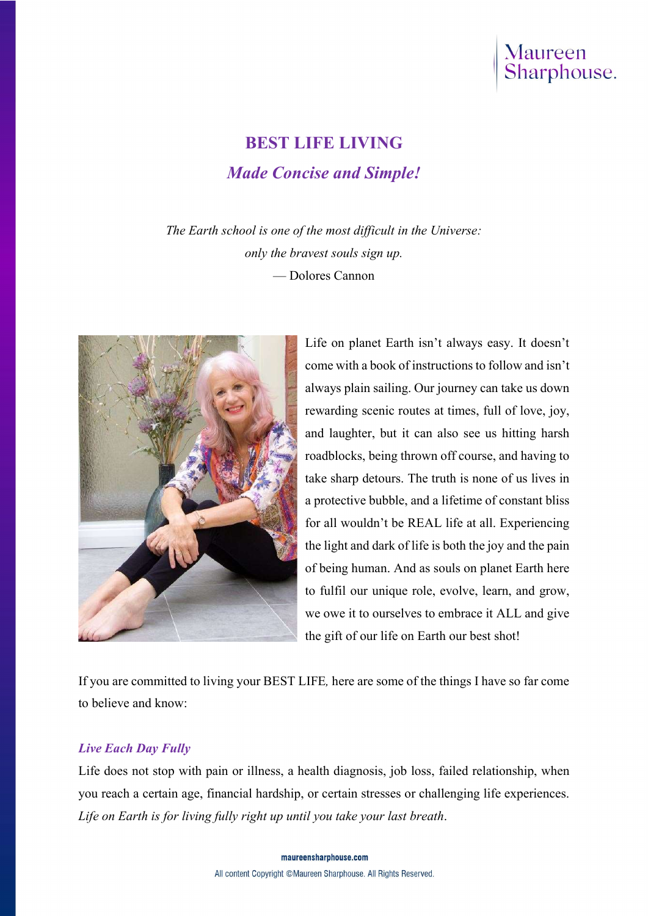# BEST LIFE LIVING

## *Made Concise and Simple!*

*The Earth school is one of the most difficult in the Universe:*
*only the bravest souls sign up.*
— Dolores Cannon

Life on planet Earth isn't always easy. It doesn't come with a book of instructions to follow and isn't always plain sailing. Our journey can take us down rewarding scenic routes at times, full of love, joy, and laughter, but it can also see us hitting harsh roadblocks, being thrown off course, and having to take sharp detours. The truth is none of us lives in a protective bubble, and a lifetime of constant bliss for all wouldn't be REAL life at all. Experiencing the light and dark of life is both the joy and the pain of being human. And as souls on planet Earth here to fulfil our unique role, evolve, learn, and grow, we owe it to ourselves to embrace it ALL and give the gift of our life on Earth our best shot!

If you are committed to living your BEST LIFE, here are some of the things I have so far come to believe and know:

### *Live Each Day Fully*

Life does not stop with pain or illness, a health diagnosis, job loss, failed relationship, when you reach a certain age, financial hardship, or certain stresses or challenging life experiences. *Life on Earth is for living fully right up until you take your last breath*.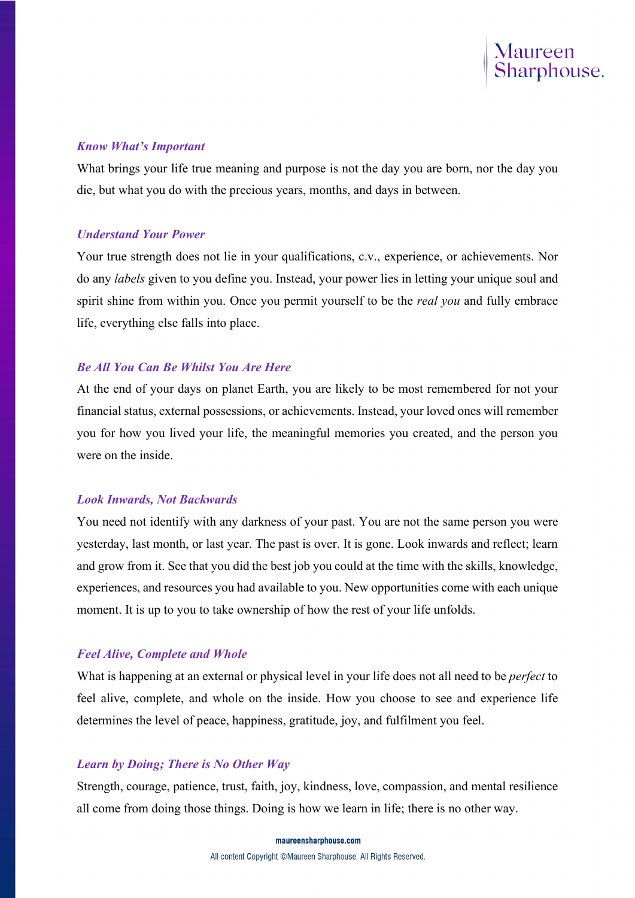### *Know What's Important*

What brings your life true meaning and purpose is not the day you are born, nor the day you die, but what you do with the precious years, months, and days in between.

### *Understand Your Power*

Your true strength does not lie in your qualifications, c.v., experience, or achievements. Nor do any *labels* given to you define you. Instead, your power lies in letting your unique soul and spirit shine from within you. Once you permit yourself to be the *real you* and fully embrace life, everything else falls into place.

### *Be All You Can Be Whilst You Are Here*

At the end of your days on planet Earth, you are likely to be most remembered for not your financial status, external possessions, or achievements. Instead, your loved ones will remember you for how you lived your life, the meaningful memories you created, and the person you were on the inside.

### *Look Inwards, Not Backwards*

You need not identify with any darkness of your past. You are not the same person you were yesterday, last month, or last year. The past is over. It is gone. Look inwards and reflect; learn and grow from it. See that you did the best job you could at the time with the skills, knowledge, experiences, and resources you had available to you. New opportunities come with each unique moment. It is up to you to take ownership of how the rest of your life unfolds.

### *Feel Alive, Complete and Whole*

What is happening at an external or physical level in your life does not all need to be *perfect* to feel alive, complete, and whole on the inside. How you choose to see and experience life determines the level of peace, happiness, gratitude, joy, and fulfilment you feel.

### *Learn by Doing; There is No Other Way*

Strength, courage, patience, trust, faith, joy, kindness, love, compassion, and mental resilience all come from doing those things. Doing is how we learn in life; there is no other way.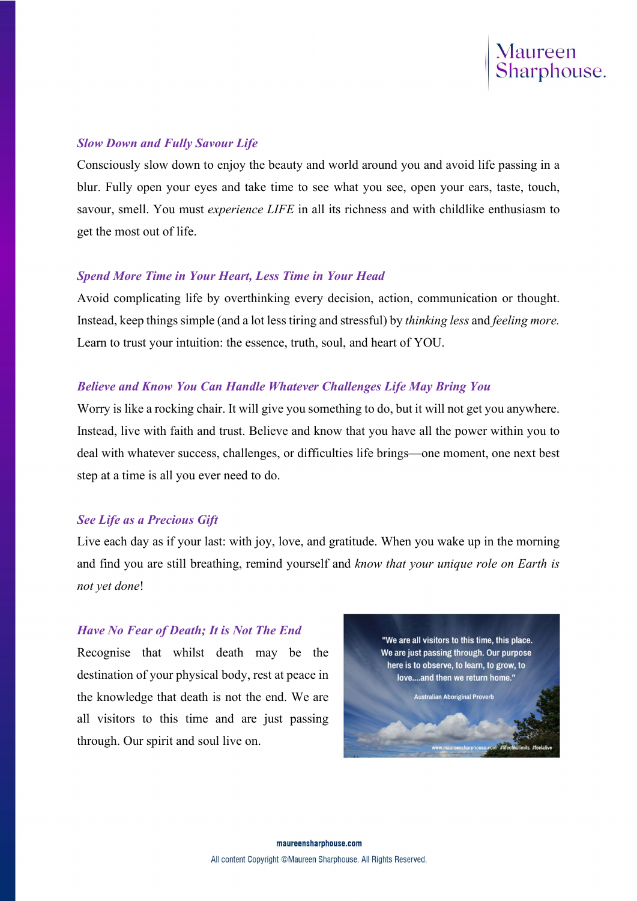### *Slow Down and Fully Savour Life*

Consciously slow down to enjoy the beauty and world around you and avoid life passing in a blur. Fully open your eyes and take time to see what you see, open your ears, taste, touch, savour, smell. You must *experience LIFE* in all its richness and with childlike enthusiasm to get the most out of life.

### *Spend More Time in Your Heart, Less Time in Your Head*

Avoid complicating life by overthinking every decision, action, communication or thought. Instead, keep things simple (and a lot less tiring and stressful) by *thinking less* and *feeling more.* Learn to trust your intuition: the essence, truth, soul, and heart of YOU.

### *Believe and Know You Can Handle Whatever Challenges Life May Bring You*

Worry is like a rocking chair. It will give you something to do, but it will not get you anywhere. Instead, live with faith and trust. Believe and know that you have all the power within you to deal with whatever success, challenges, or difficulties life brings—one moment, one next best step at a time is all you ever need to do.

### *See Life as a Precious Gift*

Live each day as if your last: with joy, love, and gratitude. When you wake up in the morning and find you are still breathing, remind yourself and *know that your unique role on Earth is not yet done*!

### *Have No Fear of Death; It is Not The End*

Recognise that whilst death may be the destination of your physical body, rest at peace in the knowledge that death is not the end. We are all visitors to this time and are just passing through. Our spirit and soul live on.

"We are all visitors to this time, this place. We are just passing through. Our purpose here is to observe, to learn, to grow, to love....and then we return home."

Australian Aboriginal Proverb

www.maureensharphouse.com #lifeofnolimits #feelalive